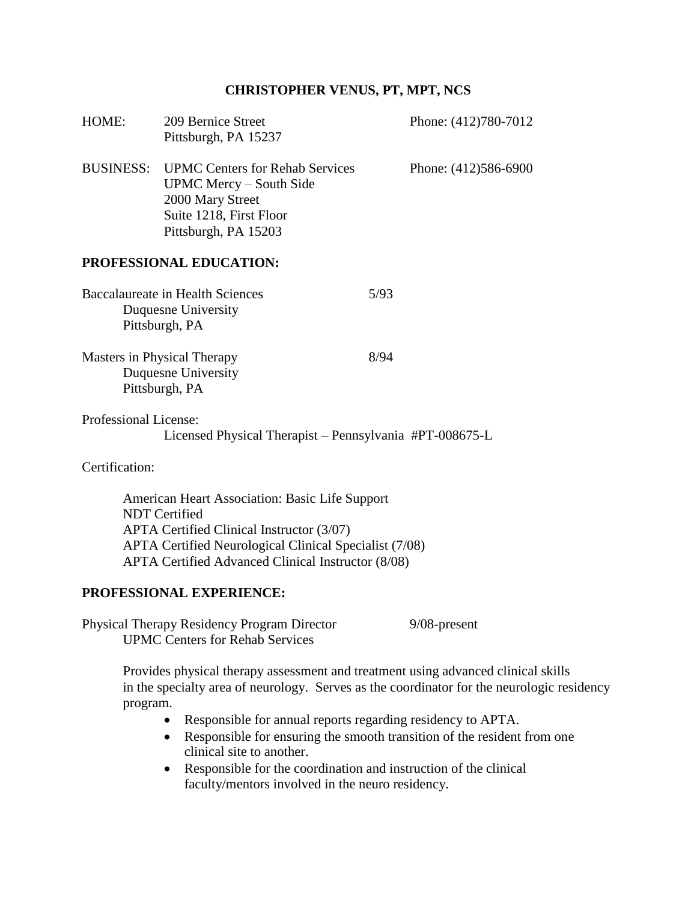# CHRISTOPHER VENUS, PT, MPT, NCS

HOME: 209 Bernice Street
Pittsburgh, PA 15237
Phone: (412)780-7012

BUSINESS: UPMC Centers for Rehab Services
UPMC Mercy – South Side
2000 Mary Street
Suite 1218, First Floor
Pittsburgh, PA 15203
Phone: (412)586-6900

## PROFESSIONAL EDUCATION:

Baccalaureate in Health Sciences — 5/93
Duquesne University
Pittsburgh, PA

Masters in Physical Therapy — 8/94
Duquesne University
Pittsburgh, PA

Professional License:
Licensed Physical Therapist – Pennsylvania #PT-008675-L

Certification:

American Heart Association: Basic Life Support
NDT Certified
APTA Certified Clinical Instructor (3/07)
APTA Certified Neurological Clinical Specialist (7/08)
APTA Certified Advanced Clinical Instructor (8/08)

## PROFESSIONAL EXPERIENCE:

Physical Therapy Residency Program Director — 9/08-present
UPMC Centers for Rehab Services

Provides physical therapy assessment and treatment using advanced clinical skills in the specialty area of neurology. Serves as the coordinator for the neurologic residency program.

- Responsible for annual reports regarding residency to APTA.
- Responsible for ensuring the smooth transition of the resident from one clinical site to another.
- Responsible for the coordination and instruction of the clinical faculty/mentors involved in the neuro residency.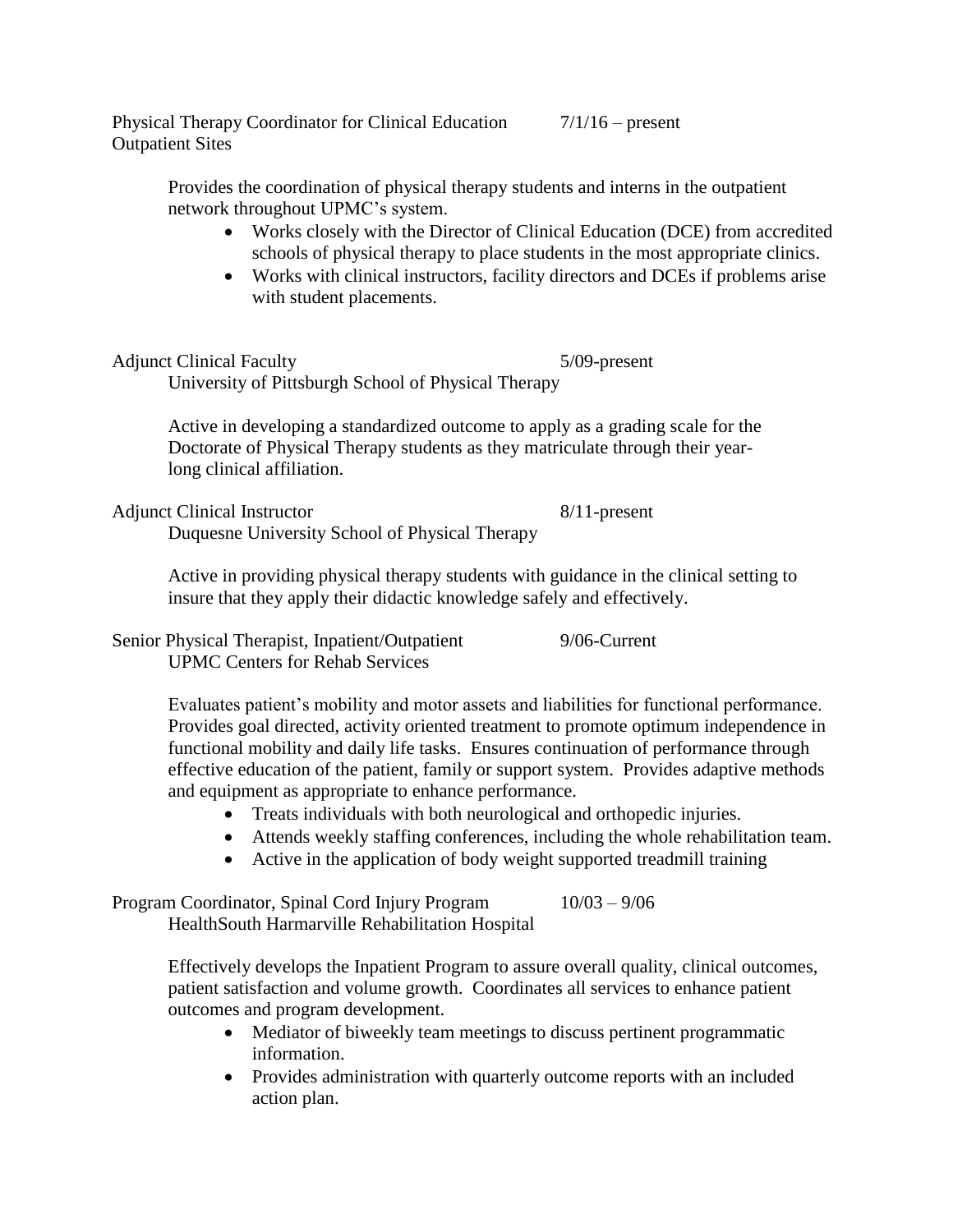Physical Therapy Coordinator for Clinical Education 7/1/16 – present
Outpatient Sites

Provides the coordination of physical therapy students and interns in the outpatient network throughout UPMC's system.

- Works closely with the Director of Clinical Education (DCE) from accredited schools of physical therapy to place students in the most appropriate clinics.
- Works with clinical instructors, facility directors and DCEs if problems arise with student placements.

Adjunct Clinical Faculty 5/09-present
University of Pittsburgh School of Physical Therapy

Active in developing a standardized outcome to apply as a grading scale for the Doctorate of Physical Therapy students as they matriculate through their year-long clinical affiliation.

Adjunct Clinical Instructor 8/11-present
Duquesne University School of Physical Therapy

Active in providing physical therapy students with guidance in the clinical setting to insure that they apply their didactic knowledge safely and effectively.

Senior Physical Therapist, Inpatient/Outpatient 9/06-Current
UPMC Centers for Rehab Services

Evaluates patient's mobility and motor assets and liabilities for functional performance. Provides goal directed, activity oriented treatment to promote optimum independence in functional mobility and daily life tasks. Ensures continuation of performance through effective education of the patient, family or support system. Provides adaptive methods and equipment as appropriate to enhance performance.

- Treats individuals with both neurological and orthopedic injuries.
- Attends weekly staffing conferences, including the whole rehabilitation team.
- Active in the application of body weight supported treadmill training

Program Coordinator, Spinal Cord Injury Program 10/03 – 9/06
HealthSouth Harmarville Rehabilitation Hospital

Effectively develops the Inpatient Program to assure overall quality, clinical outcomes, patient satisfaction and volume growth. Coordinates all services to enhance patient outcomes and program development.

- Mediator of biweekly team meetings to discuss pertinent programmatic information.
- Provides administration with quarterly outcome reports with an included action plan.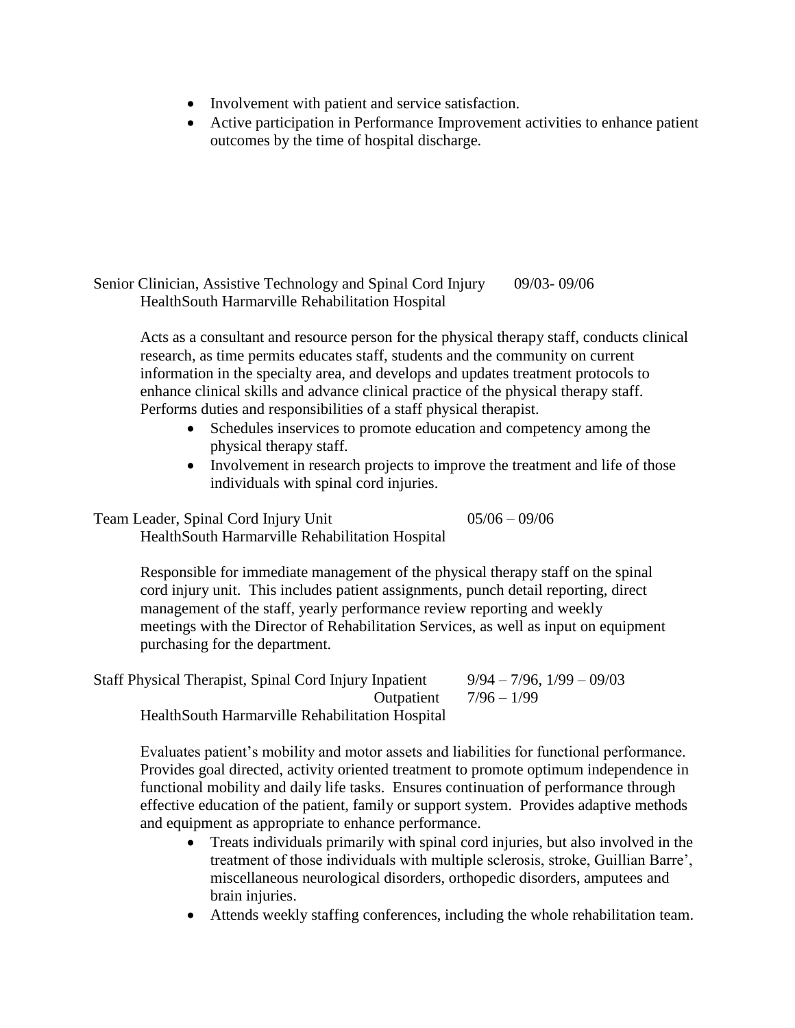- Involvement with patient and service satisfaction.
- Active participation in Performance Improvement activities to enhance patient outcomes by the time of hospital discharge.

Senior Clinician, Assistive Technology and Spinal Cord Injury 09/03- 09/06
HealthSouth Harmarville Rehabilitation Hospital

Acts as a consultant and resource person for the physical therapy staff, conducts clinical research, as time permits educates staff, students and the community on current information in the specialty area, and develops and updates treatment protocols to enhance clinical skills and advance clinical practice of the physical therapy staff. Performs duties and responsibilities of a staff physical therapist.

- Schedules inservices to promote education and competency among the physical therapy staff.
- Involvement in research projects to improve the treatment and life of those individuals with spinal cord injuries.

Team Leader, Spinal Cord Injury Unit 05/06 – 09/06
HealthSouth Harmarville Rehabilitation Hospital

Responsible for immediate management of the physical therapy staff on the spinal cord injury unit. This includes patient assignments, punch detail reporting, direct management of the staff, yearly performance review reporting and weekly meetings with the Director of Rehabilitation Services, as well as input on equipment purchasing for the department.

Staff Physical Therapist, Spinal Cord Injury Inpatient 9/94 – 7/96, 1/99 – 09/03
Outpatient 7/96 – 1/99
HealthSouth Harmarville Rehabilitation Hospital

Evaluates patient's mobility and motor assets and liabilities for functional performance. Provides goal directed, activity oriented treatment to promote optimum independence in functional mobility and daily life tasks. Ensures continuation of performance through effective education of the patient, family or support system. Provides adaptive methods and equipment as appropriate to enhance performance.

- Treats individuals primarily with spinal cord injuries, but also involved in the treatment of those individuals with multiple sclerosis, stroke, Guillian Barre', miscellaneous neurological disorders, orthopedic disorders, amputees and brain injuries.
- Attends weekly staffing conferences, including the whole rehabilitation team.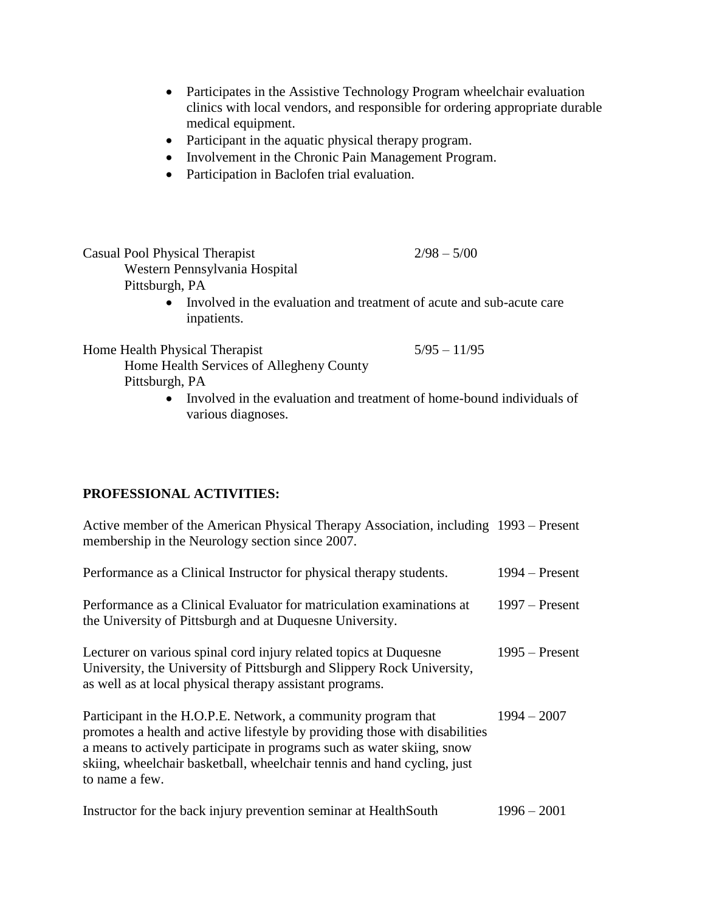- Participates in the Assistive Technology Program wheelchair evaluation clinics with local vendors, and responsible for ordering appropriate durable medical equipment.
- Participant in the aquatic physical therapy program.
- Involvement in the Chronic Pain Management Program.
- Participation in Baclofen trial evaluation.

Casual Pool Physical Therapist 2/98 – 5/00
Western Pennsylvania Hospital
Pittsburgh, PA

- Involved in the evaluation and treatment of acute and sub-acute care inpatients.

Home Health Physical Therapist 5/95 – 11/95
Home Health Services of Allegheny County
Pittsburgh, PA

- Involved in the evaluation and treatment of home-bound individuals of various diagnoses.

**PROFESSIONAL ACTIVITIES:**

Active member of the American Physical Therapy Association, including membership in the Neurology section since 2007. 1993 – Present

Performance as a Clinical Instructor for physical therapy students. 1994 – Present

Performance as a Clinical Evaluator for matriculation examinations at the University of Pittsburgh and at Duquesne University. 1997 – Present

Lecturer on various spinal cord injury related topics at Duquesne University, the University of Pittsburgh and Slippery Rock University, as well as at local physical therapy assistant programs. 1995 – Present

Participant in the H.O.P.E. Network, a community program that promotes a health and active lifestyle by providing those with disabilities a means to actively participate in programs such as water skiing, snow skiing, wheelchair basketball, wheelchair tennis and hand cycling, just to name a few. 1994 – 2007

Instructor for the back injury prevention seminar at HealthSouth 1996 – 2001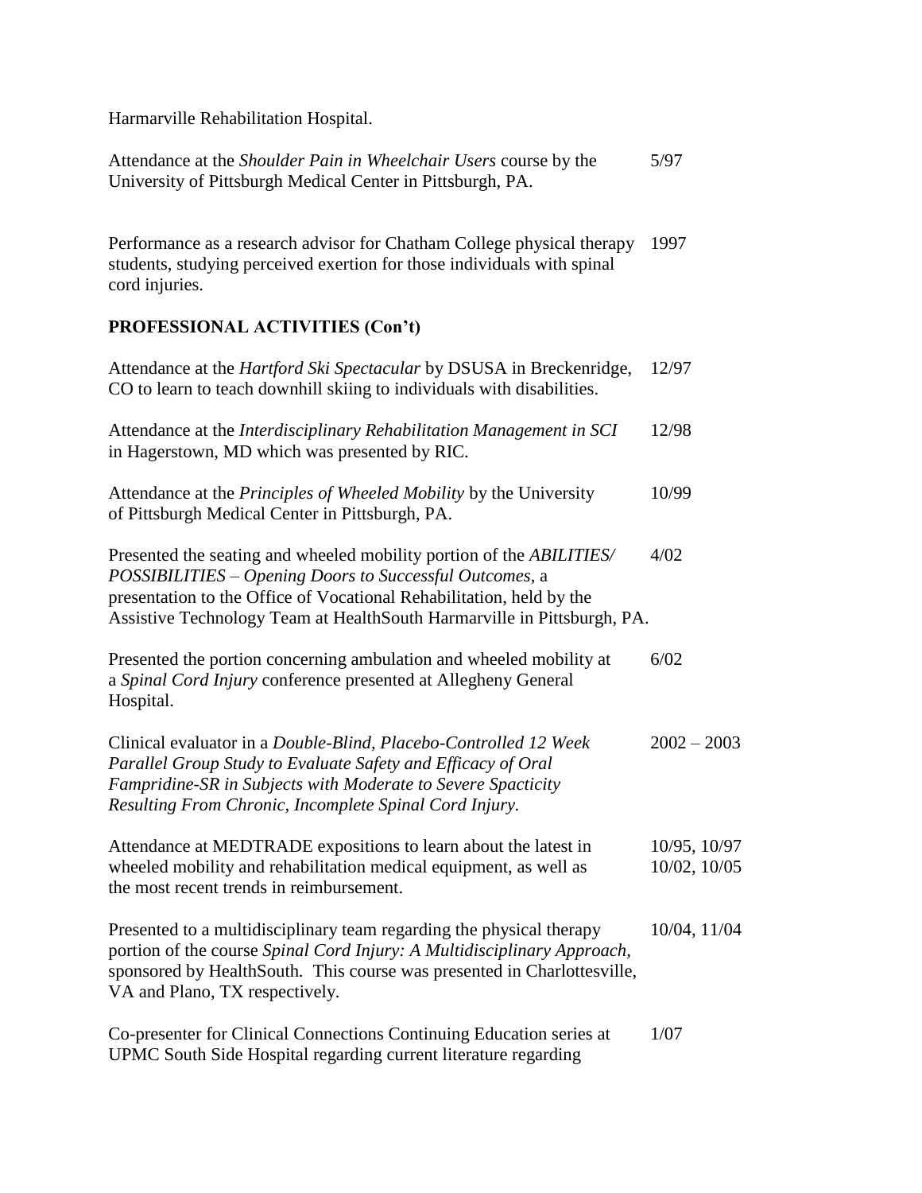Harmarville Rehabilitation Hospital.

| | |
|---|---|
| Attendance at the *Shoulder Pain in Wheelchair Users* course by the University of Pittsburgh Medical Center in Pittsburgh, PA. | 5/97 |
| Performance as a research advisor for Chatham College physical therapy students, studying perceived exertion for those individuals with spinal cord injuries. | 1997 |

**PROFESSIONAL ACTIVITIES (Con't)**

| | |
|---|---|
| Attendance at the *Hartford Ski Spectacular* by DSUSA in Breckenridge, CO to learn to teach downhill skiing to individuals with disabilities. | 12/97 |
| Attendance at the *Interdisciplinary Rehabilitation Management in SCI* in Hagerstown, MD which was presented by RIC. | 12/98 |
| Attendance at the *Principles of Wheeled Mobility* by the University of Pittsburgh Medical Center in Pittsburgh, PA. | 10/99 |
| Presented the seating and wheeled mobility portion of the *ABILITIES/ POSSIBILITIES – Opening Doors to Successful Outcomes*, a presentation to the Office of Vocational Rehabilitation, held by the Assistive Technology Team at HealthSouth Harmarville in Pittsburgh, PA. | 4/02 |
| Presented the portion concerning ambulation and wheeled mobility at a *Spinal Cord Injury* conference presented at Allegheny General Hospital. | 6/02 |
| Clinical evaluator in a *Double-Blind, Placebo-Controlled 12 Week Parallel Group Study to Evaluate Safety and Efficacy of Oral Fampridine-SR in Subjects with Moderate to Severe Spacticity Resulting From Chronic, Incomplete Spinal Cord Injury.* | 2002 – 2003 |
| Attendance at MEDTRADE expositions to learn about the latest in wheeled mobility and rehabilitation medical equipment, as well as the most recent trends in reimbursement. | 10/95, 10/97 10/02, 10/05 |
| Presented to a multidisciplinary team regarding the physical therapy portion of the course *Spinal Cord Injury: A Multidisciplinary Approach,* sponsored by HealthSouth. This course was presented in Charlottesville, VA and Plano, TX respectively. | 10/04, 11/04 |
| Co-presenter for Clinical Connections Continuing Education series at UPMC South Side Hospital regarding current literature regarding | 1/07 |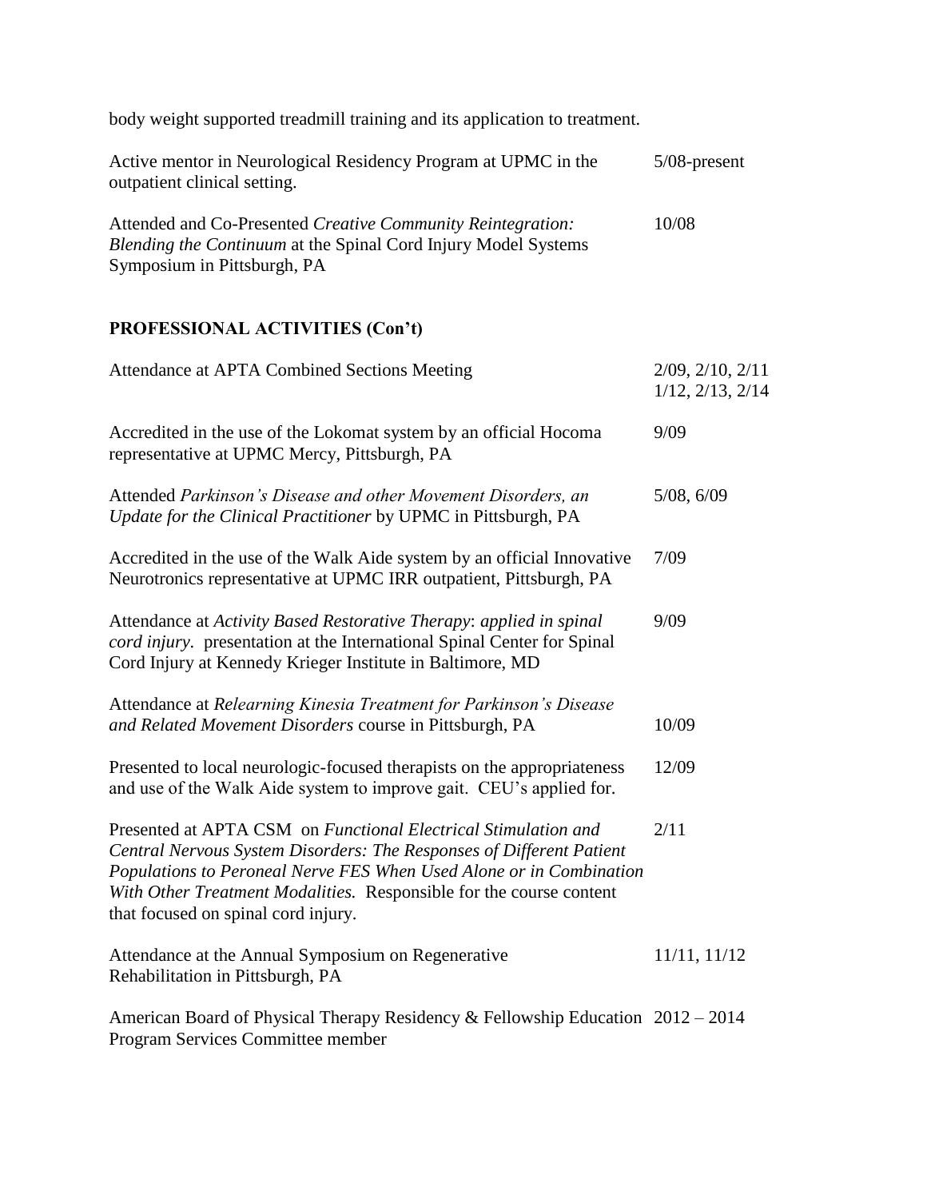body weight supported treadmill training and its application to treatment.

| | |
|---|---|
| Active mentor in Neurological Residency Program at UPMC in the outpatient clinical setting. | 5/08-present |
| Attended and Co-Presented *Creative Community Reintegration: Blending the Continuum* at the Spinal Cord Injury Model Systems Symposium in Pittsburgh, PA | 10/08 |

## PROFESSIONAL ACTIVITIES (Con't)

| | |
|---|---|
| Attendance at APTA Combined Sections Meeting | 2/09, 2/10, 2/11 1/12, 2/13, 2/14 |
| Accredited in the use of the Lokomat system by an official Hocoma representative at UPMC Mercy, Pittsburgh, PA | 9/09 |
| Attended *Parkinson's Disease and other Movement Disorders, an Update for the Clinical Practitioner* by UPMC in Pittsburgh, PA | 5/08, 6/09 |
| Accredited in the use of the Walk Aide system by an official Innovative Neurotronics representative at UPMC IRR outpatient, Pittsburgh, PA | 7/09 |
| Attendance at *Activity Based Restorative Therapy*: *applied in spinal cord injury.* presentation at the International Spinal Center for Spinal Cord Injury at Kennedy Krieger Institute in Baltimore, MD | 9/09 |
| Attendance at *Relearning Kinesia Treatment for Parkinson's Disease and Related Movement Disorders* course in Pittsburgh, PA | 10/09 |
| Presented to local neurologic-focused therapists on the appropriateness and use of the Walk Aide system to improve gait. CEU's applied for. | 12/09 |
| Presented at APTA CSM on *Functional Electrical Stimulation and Central Nervous System Disorders: The Responses of Different Patient Populations to Peroneal Nerve FES When Used Alone or in Combination With Other Treatment Modalities.* Responsible for the course content that focused on spinal cord injury. | 2/11 |
| Attendance at the Annual Symposium on Regenerative Rehabilitation in Pittsburgh, PA | 11/11, 11/12 |
| American Board of Physical Therapy Residency & Fellowship Education Program Services Committee member | 2012 – 2014 |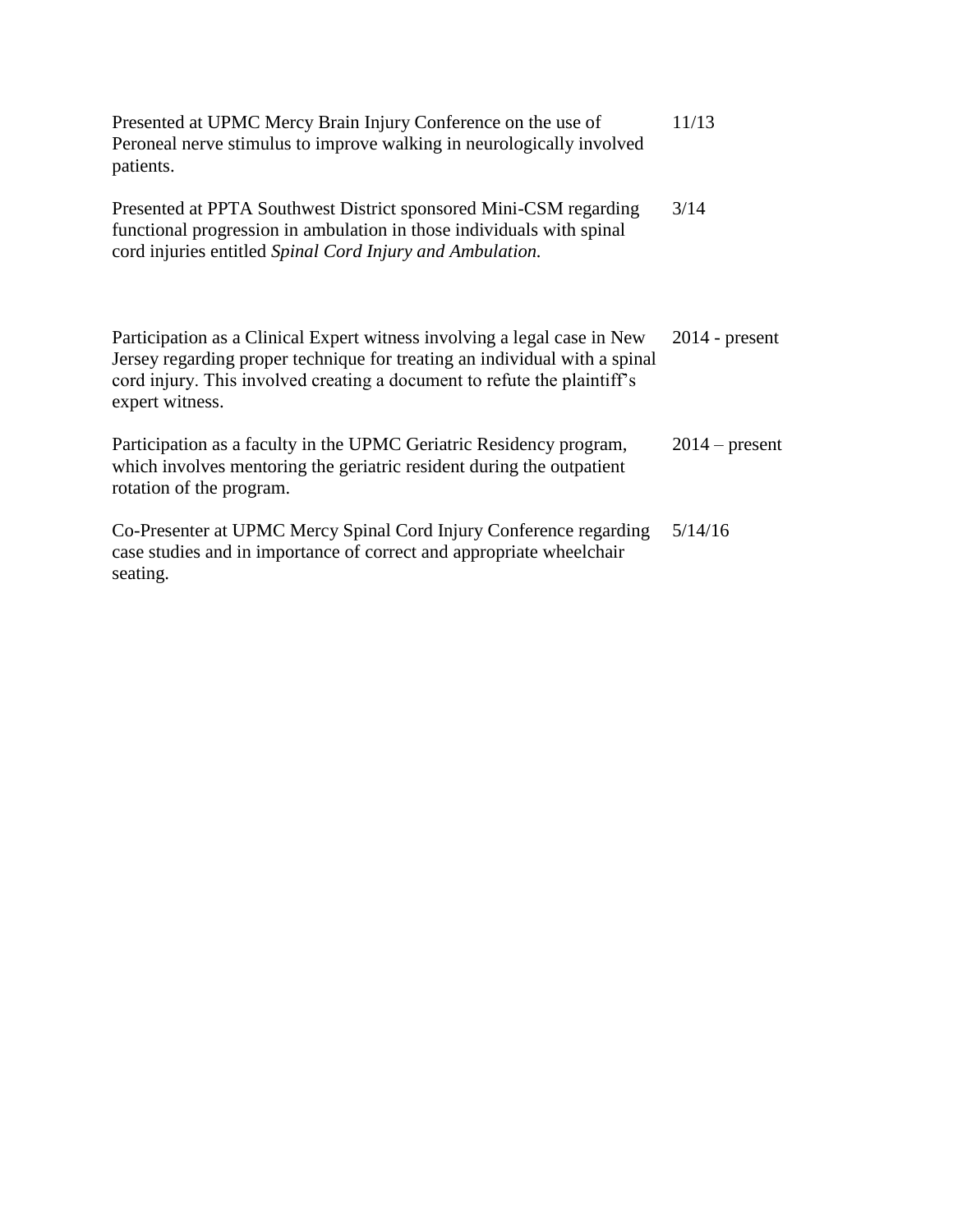| | |
|---|---|
| Presented at UPMC Mercy Brain Injury Conference on the use of Peroneal nerve stimulus to improve walking in neurologically involved patients. | 11/13 |
| Presented at PPTA Southwest District sponsored Mini-CSM regarding functional progression in ambulation in those individuals with spinal cord injuries entitled *Spinal Cord Injury and Ambulation.* | 3/14 |
| Participation as a Clinical Expert witness involving a legal case in New Jersey regarding proper technique for treating an individual with a spinal cord injury. This involved creating a document to refute the plaintiff's expert witness. | 2014 - present |
| Participation as a faculty in the UPMC Geriatric Residency program, which involves mentoring the geriatric resident during the outpatient rotation of the program. | 2014 – present |
| Co-Presenter at UPMC Mercy Spinal Cord Injury Conference regarding case studies and in importance of correct and appropriate wheelchair seating. | 5/14/16 |